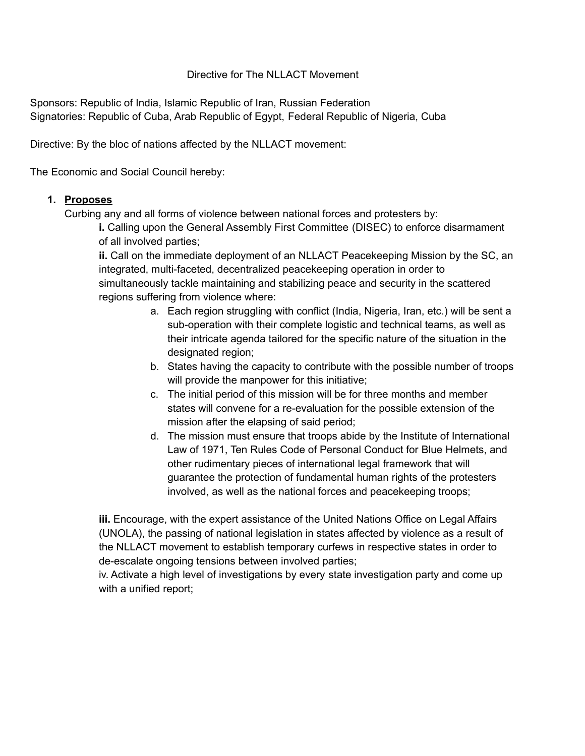Directive for The NLLACT Movement

Sponsors: Republic of India, Islamic Republic of Iran, Russian Federation
Signatories: Republic of Cuba, Arab Republic of Egypt, Federal Republic of Nigeria, Cuba

Directive: By the bloc of nations affected by the NLLACT movement:

The Economic and Social Council hereby:

1. **<u>Proposes</u>**
   Curbing any and all forms of violence between national forces and protesters by:

   **i.** Calling upon the General Assembly First Committee (DISEC) to enforce disarmament of all involved parties;

   **ii.** Call on the immediate deployment of an NLLACT Peacekeeping Mission by the SC, an integrated, multi-faceted, decentralized peacekeeping operation in order to simultaneously tackle maintaining and stabilizing peace and security in the scattered regions suffering from violence where:

   a. Each region struggling with conflict (India, Nigeria, Iran, etc.) will be sent a sub-operation with their complete logistic and technical teams, as well as their intricate agenda tailored for the specific nature of the situation in the designated region;
   b. States having the capacity to contribute with the possible number of troops will provide the manpower for this initiative;
   c. The initial period of this mission will be for three months and member states will convene for a re-evaluation for the possible extension of the mission after the elapsing of said period;
   d. The mission must ensure that troops abide by the Institute of International Law of 1971, Ten Rules Code of Personal Conduct for Blue Helmets, and other rudimentary pieces of international legal framework that will guarantee the protection of fundamental human rights of the protesters involved, as well as the national forces and peacekeeping troops;

   **iii.** Encourage, with the expert assistance of the United Nations Office on Legal Affairs (UNOLA), the passing of national legislation in states affected by violence as a result of the NLLACT movement to establish temporary curfews in respective states in order to de-escalate ongoing tensions between involved parties;

   iv. Activate a high level of investigations by every state investigation party and come up with a unified report;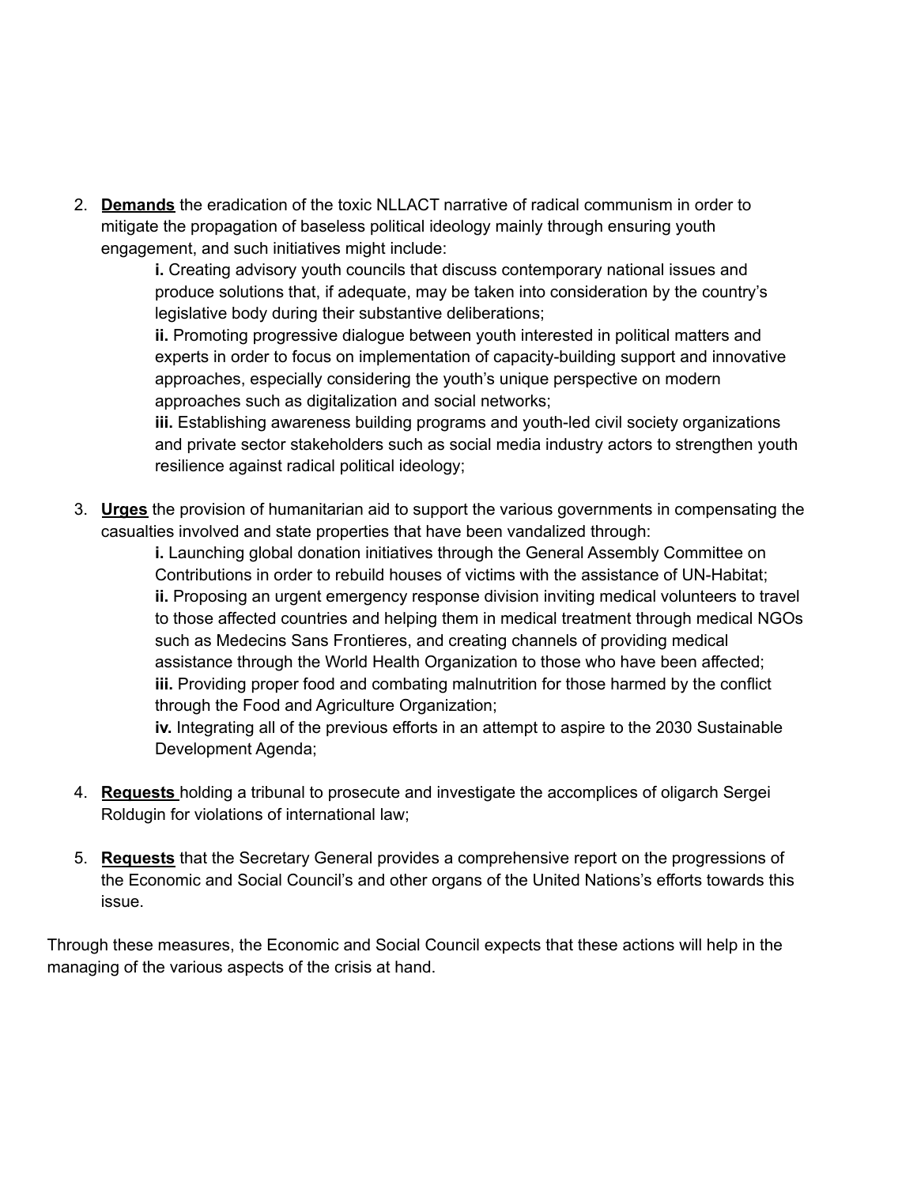2. **<u>Demands</u>** the eradication of the toxic NLLACT narrative of radical communism in order to mitigate the propagation of baseless political ideology mainly through ensuring youth engagement, and such initiatives might include:

    **i.** Creating advisory youth councils that discuss contemporary national issues and produce solutions that, if adequate, may be taken into consideration by the country's legislative body during their substantive deliberations;

    **ii.** Promoting progressive dialogue between youth interested in political matters and experts in order to focus on implementation of capacity-building support and innovative approaches, especially considering the youth's unique perspective on modern approaches such as digitalization and social networks;

    **iii.** Establishing awareness building programs and youth-led civil society organizations and private sector stakeholders such as social media industry actors to strengthen youth resilience against radical political ideology;

3. **<u>Urges</u>** the provision of humanitarian aid to support the various governments in compensating the casualties involved and state properties that have been vandalized through:

    **i.** Launching global donation initiatives through the General Assembly Committee on Contributions in order to rebuild houses of victims with the assistance of UN-Habitat;

    **ii.** Proposing an urgent emergency response division inviting medical volunteers to travel to those affected countries and helping them in medical treatment through medical NGOs such as Medecins Sans Frontieres, and creating channels of providing medical assistance through the World Health Organization to those who have been affected;

    **iii.** Providing proper food and combating malnutrition for those harmed by the conflict through the Food and Agriculture Organization;

    **iv.** Integrating all of the previous efforts in an attempt to aspire to the 2030 Sustainable Development Agenda;

4. **<u>Requests</u>** holding a tribunal to prosecute and investigate the accomplices of oligarch Sergei Roldugin for violations of international law;

5. **<u>Requests</u>** that the Secretary General provides a comprehensive report on the progressions of the Economic and Social Council's and other organs of the United Nations's efforts towards this issue.

Through these measures, the Economic and Social Council expects that these actions will help in the managing of the various aspects of the crisis at hand.